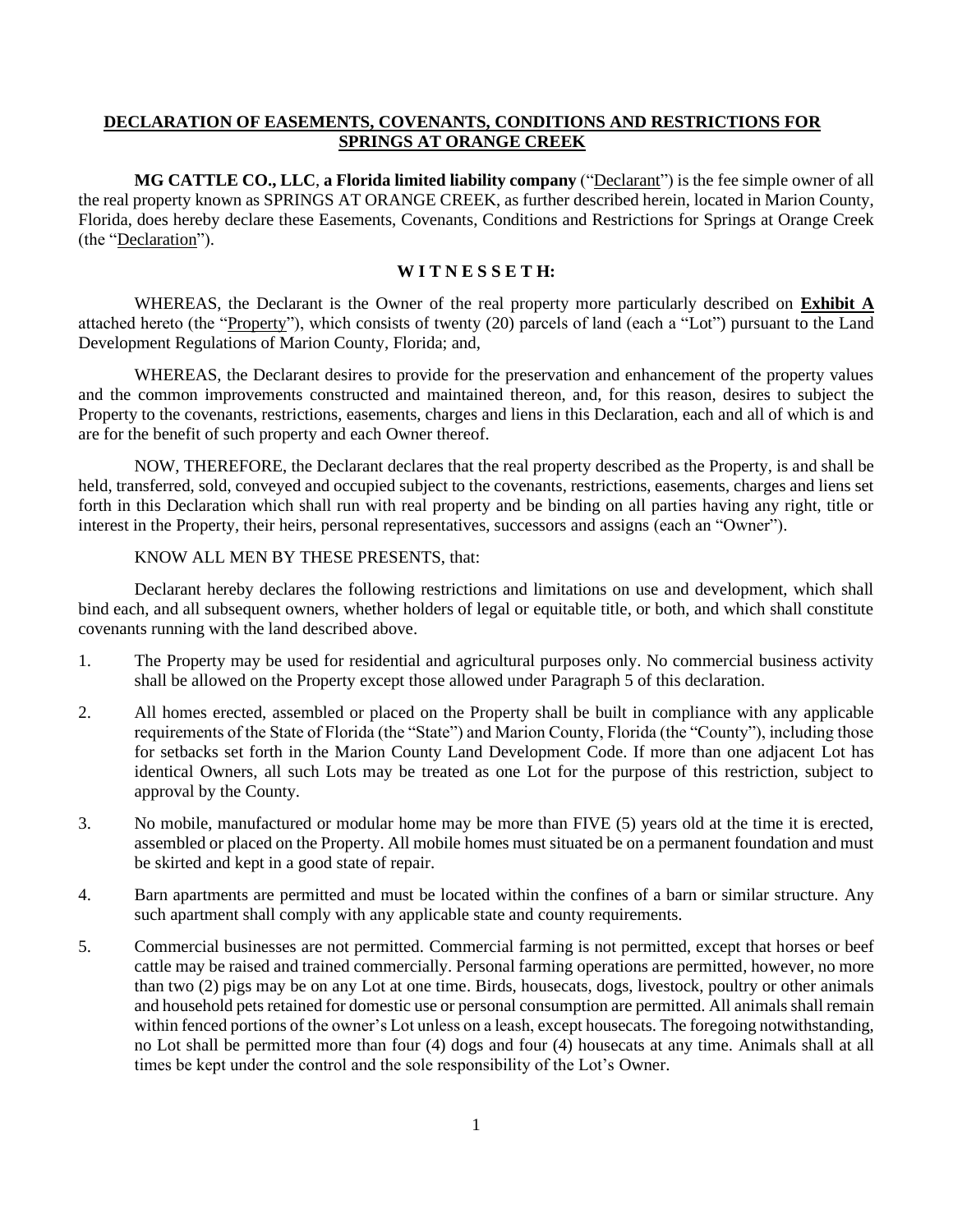## DECLARATION OF EASEMENTS, COVENANTS, CONDITIONS AND RESTRICTIONS FOR SPRINGS AT ORANGE CREEK

**MG CATTLE CO., LLC**, **a Florida limited liability company** ("Declarant") is the fee simple owner of all the real property known as SPRINGS AT ORANGE CREEK, as further described herein, located in Marion County, Florida, does hereby declare these Easements, Covenants, Conditions and Restrictions for Springs at Orange Creek (the "Declaration").

**W I T N E S S E T H:**

WHEREAS, the Declarant is the Owner of the real property more particularly described on **Exhibit A** attached hereto (the "Property"), which consists of twenty (20) parcels of land (each a "Lot") pursuant to the Land Development Regulations of Marion County, Florida; and,

WHEREAS, the Declarant desires to provide for the preservation and enhancement of the property values and the common improvements constructed and maintained thereon, and, for this reason, desires to subject the Property to the covenants, restrictions, easements, charges and liens in this Declaration, each and all of which is and are for the benefit of such property and each Owner thereof.

NOW, THEREFORE, the Declarant declares that the real property described as the Property, is and shall be held, transferred, sold, conveyed and occupied subject to the covenants, restrictions, easements, charges and liens set forth in this Declaration which shall run with real property and be binding on all parties having any right, title or interest in the Property, their heirs, personal representatives, successors and assigns (each an "Owner").

KNOW ALL MEN BY THESE PRESENTS, that:

Declarant hereby declares the following restrictions and limitations on use and development, which shall bind each, and all subsequent owners, whether holders of legal or equitable title, or both, and which shall constitute covenants running with the land described above.

1. The Property may be used for residential and agricultural purposes only. No commercial business activity shall be allowed on the Property except those allowed under Paragraph 5 of this declaration.
2. All homes erected, assembled or placed on the Property shall be built in compliance with any applicable requirements of the State of Florida (the "State") and Marion County, Florida (the "County"), including those for setbacks set forth in the Marion County Land Development Code. If more than one adjacent Lot has identical Owners, all such Lots may be treated as one Lot for the purpose of this restriction, subject to approval by the County.
3. No mobile, manufactured or modular home may be more than FIVE (5) years old at the time it is erected, assembled or placed on the Property. All mobile homes must situated be on a permanent foundation and must be skirted and kept in a good state of repair.
4. Barn apartments are permitted and must be located within the confines of a barn or similar structure. Any such apartment shall comply with any applicable state and county requirements.
5. Commercial businesses are not permitted. Commercial farming is not permitted, except that horses or beef cattle may be raised and trained commercially. Personal farming operations are permitted, however, no more than two (2) pigs may be on any Lot at one time. Birds, housecats, dogs, livestock, poultry or other animals and household pets retained for domestic use or personal consumption are permitted. All animals shall remain within fenced portions of the owner's Lot unless on a leash, except housecats. The foregoing notwithstanding, no Lot shall be permitted more than four (4) dogs and four (4) housecats at any time. Animals shall at all times be kept under the control and the sole responsibility of the Lot's Owner.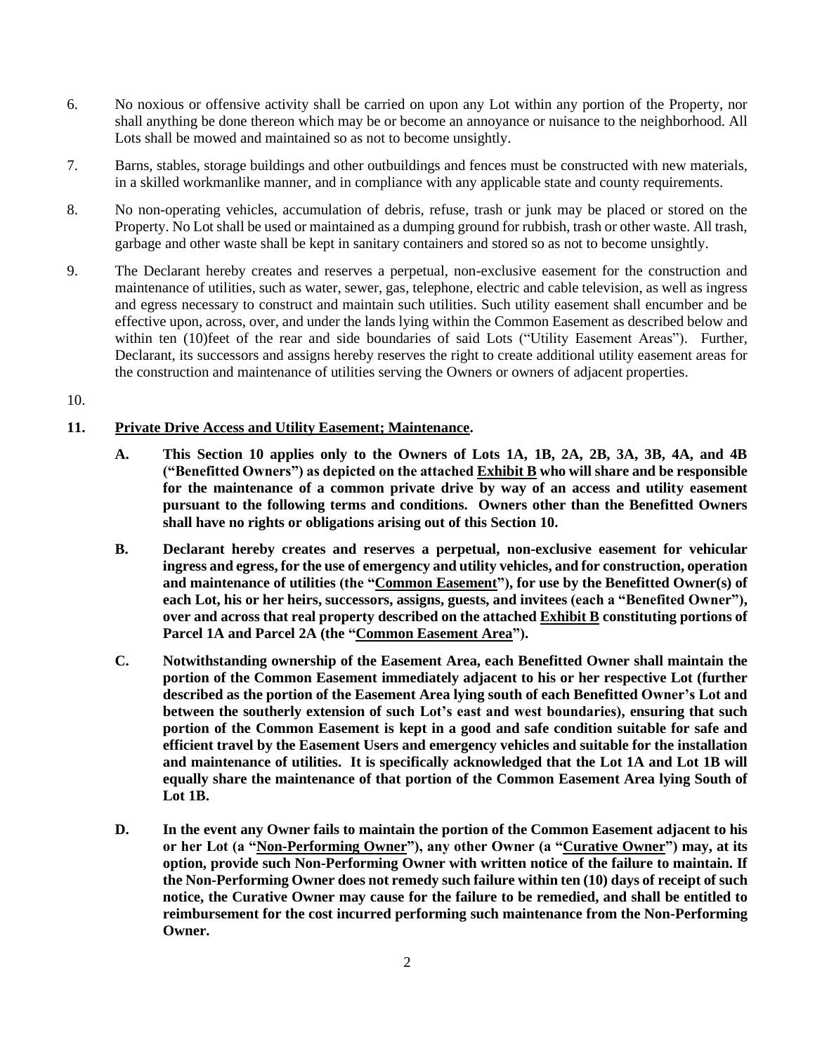6. No noxious or offensive activity shall be carried on upon any Lot within any portion of the Property, nor shall anything be done thereon which may be or become an annoyance or nuisance to the neighborhood. All Lots shall be mowed and maintained so as not to become unsightly.

7. Barns, stables, storage buildings and other outbuildings and fences must be constructed with new materials, in a skilled workmanlike manner, and in compliance with any applicable state and county requirements.

8. No non-operating vehicles, accumulation of debris, refuse, trash or junk may be placed or stored on the Property. No Lot shall be used or maintained as a dumping ground for rubbish, trash or other waste. All trash, garbage and other waste shall be kept in sanitary containers and stored so as not to become unsightly.

9. The Declarant hereby creates and reserves a perpetual, non-exclusive easement for the construction and maintenance of utilities, such as water, sewer, gas, telephone, electric and cable television, as well as ingress and egress necessary to construct and maintain such utilities. Such utility easement shall encumber and be effective upon, across, over, and under the lands lying within the Common Easement as described below and within ten (10)feet of the rear and side boundaries of said Lots ("Utility Easement Areas"). Further, Declarant, its successors and assigns hereby reserves the right to create additional utility easement areas for the construction and maintenance of utilities serving the Owners or owners of adjacent properties.

10.

**11. <u>Private Drive Access and Utility Easement; Maintenance</u>.**

**A. This Section 10 applies only to the Owners of Lots 1A, 1B, 2A, 2B, 3A, 3B, 4A, and 4B ("Benefitted Owners") as depicted on the attached <u>Exhibit B</u> who will share and be responsible for the maintenance of a common private drive by way of an access and utility easement pursuant to the following terms and conditions. Owners other than the Benefitted Owners shall have no rights or obligations arising out of this Section 10.**

**B. Declarant hereby creates and reserves a perpetual, non-exclusive easement for vehicular ingress and egress, for the use of emergency and utility vehicles, and for construction, operation and maintenance of utilities (the "<u>Common Easement</u>"), for use by the Benefitted Owner(s) of each Lot, his or her heirs, successors, assigns, guests, and invitees (each a "Benefited Owner"), over and across that real property described on the attached <u>Exhibit B</u> constituting portions of Parcel 1A and Parcel 2A (the "<u>Common Easement Area</u>").**

**C. Notwithstanding ownership of the Easement Area, each Benefitted Owner shall maintain the portion of the Common Easement immediately adjacent to his or her respective Lot (further described as the portion of the Easement Area lying south of each Benefitted Owner's Lot and between the southerly extension of such Lot's east and west boundaries), ensuring that such portion of the Common Easement is kept in a good and safe condition suitable for safe and efficient travel by the Easement Users and emergency vehicles and suitable for the installation and maintenance of utilities. It is specifically acknowledged that the Lot 1A and Lot 1B will equally share the maintenance of that portion of the Common Easement Area lying South of Lot 1B.**

**D. In the event any Owner fails to maintain the portion of the Common Easement adjacent to his or her Lot (a "<u>Non-Performing Owner</u>"), any other Owner (a "<u>Curative Owner</u>") may, at its option, provide such Non-Performing Owner with written notice of the failure to maintain. If the Non-Performing Owner does not remedy such failure within ten (10) days of receipt of such notice, the Curative Owner may cause for the failure to be remedied, and shall be entitled to reimbursement for the cost incurred performing such maintenance from the Non-Performing Owner.**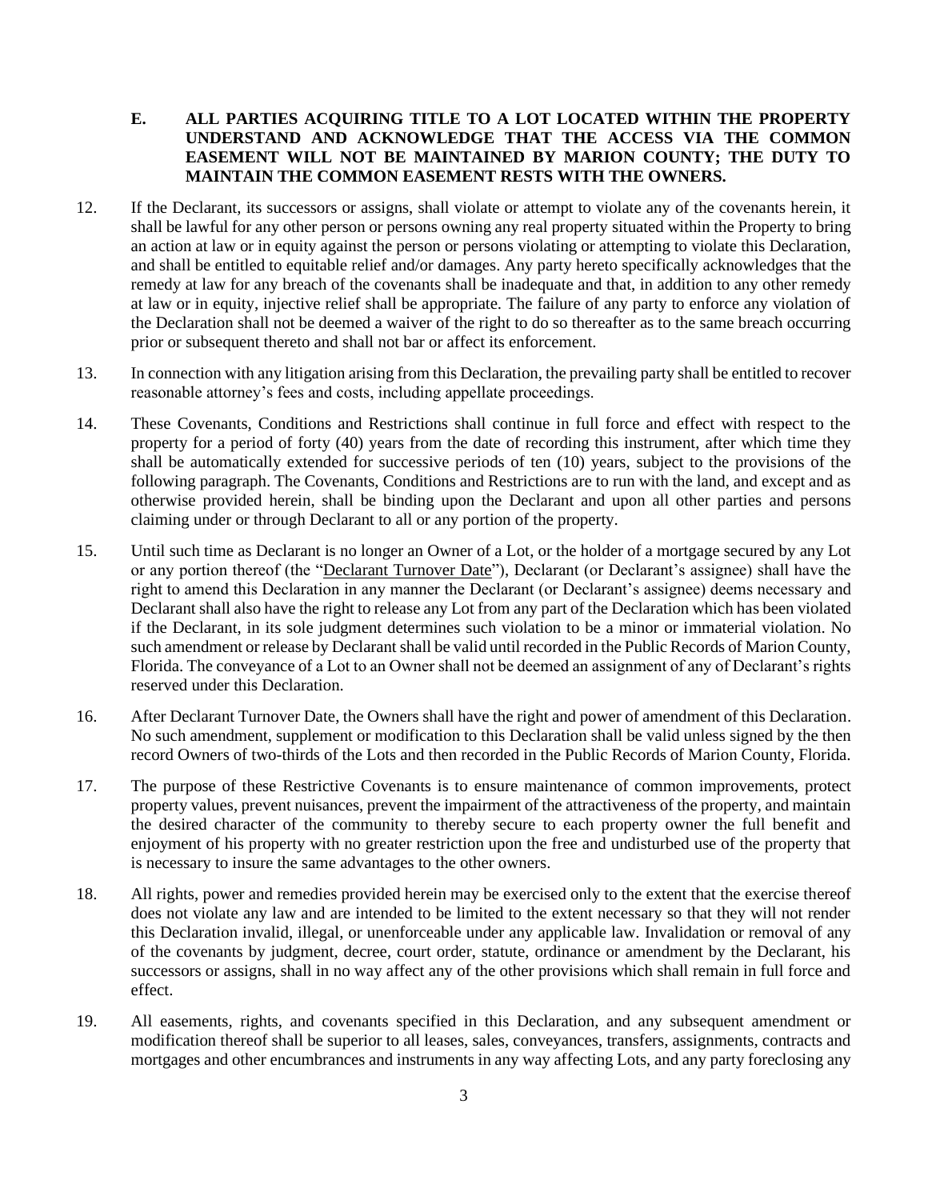**E. ALL PARTIES ACQUIRING TITLE TO A LOT LOCATED WITHIN THE PROPERTY UNDERSTAND AND ACKNOWLEDGE THAT THE ACCESS VIA THE COMMON EASEMENT WILL NOT BE MAINTAINED BY MARION COUNTY; THE DUTY TO MAINTAIN THE COMMON EASEMENT RESTS WITH THE OWNERS.**

12. If the Declarant, its successors or assigns, shall violate or attempt to violate any of the covenants herein, it shall be lawful for any other person or persons owning any real property situated within the Property to bring an action at law or in equity against the person or persons violating or attempting to violate this Declaration, and shall be entitled to equitable relief and/or damages. Any party hereto specifically acknowledges that the remedy at law for any breach of the covenants shall be inadequate and that, in addition to any other remedy at law or in equity, injective relief shall be appropriate. The failure of any party to enforce any violation of the Declaration shall not be deemed a waiver of the right to do so thereafter as to the same breach occurring prior or subsequent thereto and shall not bar or affect its enforcement.

13. In connection with any litigation arising from this Declaration, the prevailing party shall be entitled to recover reasonable attorney's fees and costs, including appellate proceedings.

14. These Covenants, Conditions and Restrictions shall continue in full force and effect with respect to the property for a period of forty (40) years from the date of recording this instrument, after which time they shall be automatically extended for successive periods of ten (10) years, subject to the provisions of the following paragraph. The Covenants, Conditions and Restrictions are to run with the land, and except and as otherwise provided herein, shall be binding upon the Declarant and upon all other parties and persons claiming under or through Declarant to all or any portion of the property.

15. Until such time as Declarant is no longer an Owner of a Lot, or the holder of a mortgage secured by any Lot or any portion thereof (the "Declarant Turnover Date"), Declarant (or Declarant's assignee) shall have the right to amend this Declaration in any manner the Declarant (or Declarant's assignee) deems necessary and Declarant shall also have the right to release any Lot from any part of the Declaration which has been violated if the Declarant, in its sole judgment determines such violation to be a minor or immaterial violation. No such amendment or release by Declarant shall be valid until recorded in the Public Records of Marion County, Florida. The conveyance of a Lot to an Owner shall not be deemed an assignment of any of Declarant's rights reserved under this Declaration.

16. After Declarant Turnover Date, the Owners shall have the right and power of amendment of this Declaration. No such amendment, supplement or modification to this Declaration shall be valid unless signed by the then record Owners of two-thirds of the Lots and then recorded in the Public Records of Marion County, Florida.

17. The purpose of these Restrictive Covenants is to ensure maintenance of common improvements, protect property values, prevent nuisances, prevent the impairment of the attractiveness of the property, and maintain the desired character of the community to thereby secure to each property owner the full benefit and enjoyment of his property with no greater restriction upon the free and undisturbed use of the property that is necessary to insure the same advantages to the other owners.

18. All rights, power and remedies provided herein may be exercised only to the extent that the exercise thereof does not violate any law and are intended to be limited to the extent necessary so that they will not render this Declaration invalid, illegal, or unenforceable under any applicable law. Invalidation or removal of any of the covenants by judgment, decree, court order, statute, ordinance or amendment by the Declarant, his successors or assigns, shall in no way affect any of the other provisions which shall remain in full force and effect.

19. All easements, rights, and covenants specified in this Declaration, and any subsequent amendment or modification thereof shall be superior to all leases, sales, conveyances, transfers, assignments, contracts and mortgages and other encumbrances and instruments in any way affecting Lots, and any party foreclosing any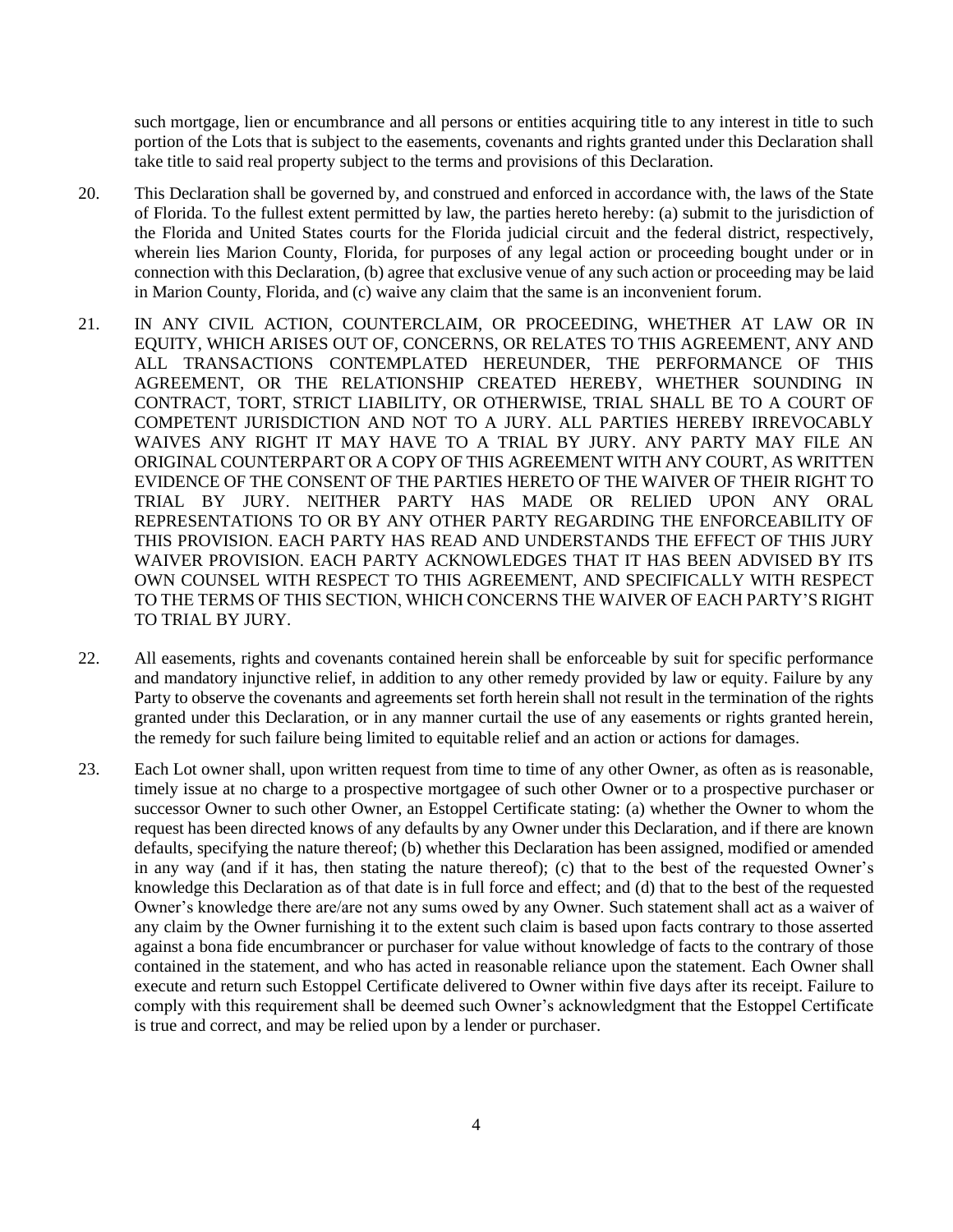such mortgage, lien or encumbrance and all persons or entities acquiring title to any interest in title to such portion of the Lots that is subject to the easements, covenants and rights granted under this Declaration shall take title to said real property subject to the terms and provisions of this Declaration.

20. This Declaration shall be governed by, and construed and enforced in accordance with, the laws of the State of Florida. To the fullest extent permitted by law, the parties hereto hereby: (a) submit to the jurisdiction of the Florida and United States courts for the Florida judicial circuit and the federal district, respectively, wherein lies Marion County, Florida, for purposes of any legal action or proceeding bought under or in connection with this Declaration, (b) agree that exclusive venue of any such action or proceeding may be laid in Marion County, Florida, and (c) waive any claim that the same is an inconvenient forum.

21. IN ANY CIVIL ACTION, COUNTERCLAIM, OR PROCEEDING, WHETHER AT LAW OR IN EQUITY, WHICH ARISES OUT OF, CONCERNS, OR RELATES TO THIS AGREEMENT, ANY AND ALL TRANSACTIONS CONTEMPLATED HEREUNDER, THE PERFORMANCE OF THIS AGREEMENT, OR THE RELATIONSHIP CREATED HEREBY, WHETHER SOUNDING IN CONTRACT, TORT, STRICT LIABILITY, OR OTHERWISE, TRIAL SHALL BE TO A COURT OF COMPETENT JURISDICTION AND NOT TO A JURY. ALL PARTIES HEREBY IRREVOCABLY WAIVES ANY RIGHT IT MAY HAVE TO A TRIAL BY JURY. ANY PARTY MAY FILE AN ORIGINAL COUNTERPART OR A COPY OF THIS AGREEMENT WITH ANY COURT, AS WRITTEN EVIDENCE OF THE CONSENT OF THE PARTIES HERETO OF THE WAIVER OF THEIR RIGHT TO TRIAL BY JURY. NEITHER PARTY HAS MADE OR RELIED UPON ANY ORAL REPRESENTATIONS TO OR BY ANY OTHER PARTY REGARDING THE ENFORCEABILITY OF THIS PROVISION. EACH PARTY HAS READ AND UNDERSTANDS THE EFFECT OF THIS JURY WAIVER PROVISION. EACH PARTY ACKNOWLEDGES THAT IT HAS BEEN ADVISED BY ITS OWN COUNSEL WITH RESPECT TO THIS AGREEMENT, AND SPECIFICALLY WITH RESPECT TO THE TERMS OF THIS SECTION, WHICH CONCERNS THE WAIVER OF EACH PARTY'S RIGHT TO TRIAL BY JURY.

22. All easements, rights and covenants contained herein shall be enforceable by suit for specific performance and mandatory injunctive relief, in addition to any other remedy provided by law or equity. Failure by any Party to observe the covenants and agreements set forth herein shall not result in the termination of the rights granted under this Declaration, or in any manner curtail the use of any easements or rights granted herein, the remedy for such failure being limited to equitable relief and an action or actions for damages.

23. Each Lot owner shall, upon written request from time to time of any other Owner, as often as is reasonable, timely issue at no charge to a prospective mortgagee of such other Owner or to a prospective purchaser or successor Owner to such other Owner, an Estoppel Certificate stating: (a) whether the Owner to whom the request has been directed knows of any defaults by any Owner under this Declaration, and if there are known defaults, specifying the nature thereof; (b) whether this Declaration has been assigned, modified or amended in any way (and if it has, then stating the nature thereof); (c) that to the best of the requested Owner's knowledge this Declaration as of that date is in full force and effect; and (d) that to the best of the requested Owner's knowledge there are/are not any sums owed by any Owner. Such statement shall act as a waiver of any claim by the Owner furnishing it to the extent such claim is based upon facts contrary to those asserted against a bona fide encumbrancer or purchaser for value without knowledge of facts to the contrary of those contained in the statement, and who has acted in reasonable reliance upon the statement. Each Owner shall execute and return such Estoppel Certificate delivered to Owner within five days after its receipt. Failure to comply with this requirement shall be deemed such Owner's acknowledgment that the Estoppel Certificate is true and correct, and may be relied upon by a lender or purchaser.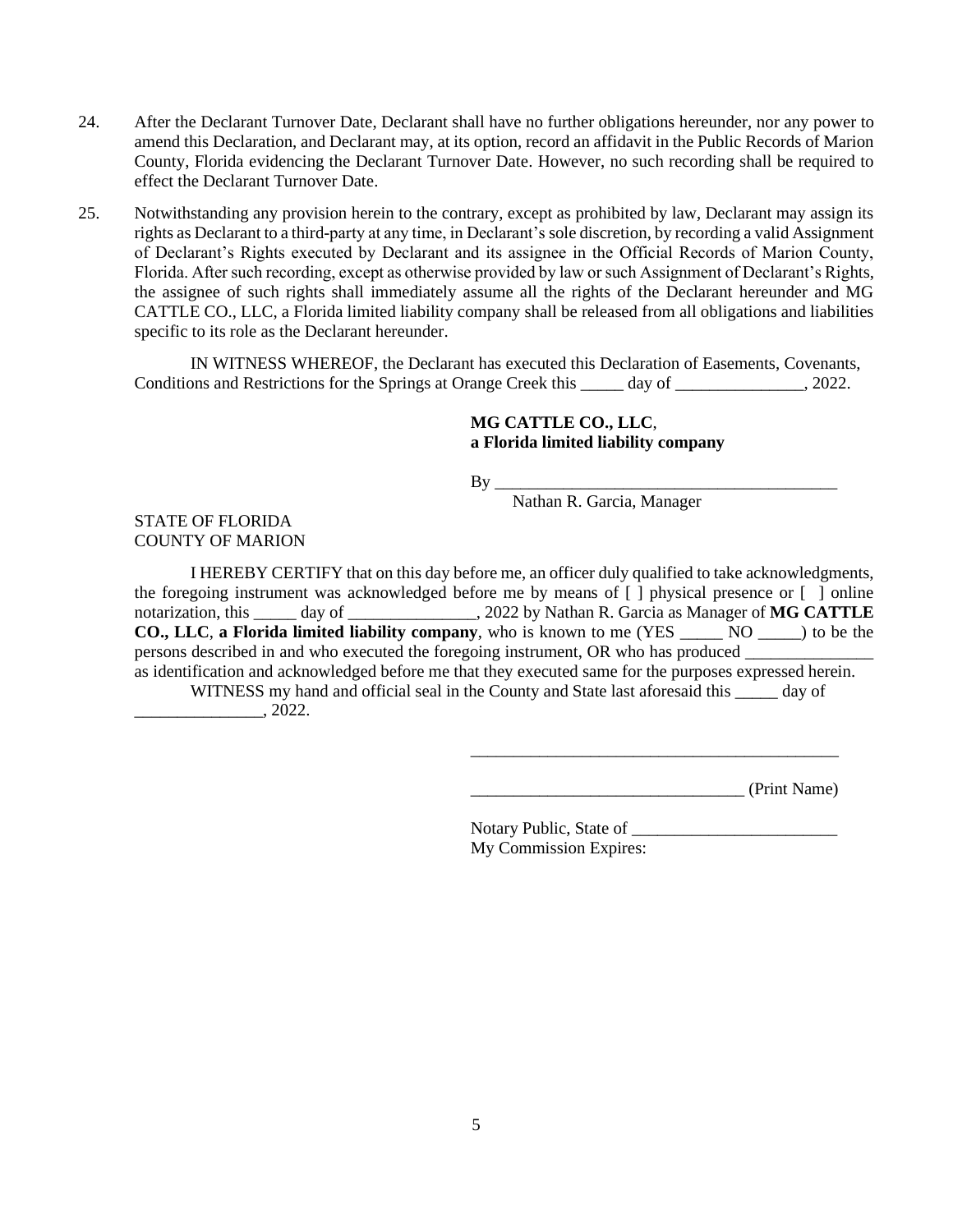24. After the Declarant Turnover Date, Declarant shall have no further obligations hereunder, nor any power to amend this Declaration, and Declarant may, at its option, record an affidavit in the Public Records of Marion County, Florida evidencing the Declarant Turnover Date. However, no such recording shall be required to effect the Declarant Turnover Date.

25. Notwithstanding any provision herein to the contrary, except as prohibited by law, Declarant may assign its rights as Declarant to a third-party at any time, in Declarant's sole discretion, by recording a valid Assignment of Declarant's Rights executed by Declarant and its assignee in the Official Records of Marion County, Florida. After such recording, except as otherwise provided by law or such Assignment of Declarant's Rights, the assignee of such rights shall immediately assume all the rights of the Declarant hereunder and MG CATTLE CO., LLC, a Florida limited liability company shall be released from all obligations and liabilities specific to its role as the Declarant hereunder.

IN WITNESS WHEREOF, the Declarant has executed this Declaration of Easements, Covenants, Conditions and Restrictions for the Springs at Orange Creek this _____ day of _______________, 2022.

**MG CATTLE CO., LLC**,
**a Florida limited liability company**

By _________________________________________
Nathan R. Garcia, Manager

STATE OF FLORIDA
COUNTY OF MARION

I HEREBY CERTIFY that on this day before me, an officer duly qualified to take acknowledgments, the foregoing instrument was acknowledged before me by means of [ ] physical presence or [ ] online notarization, this _____ day of _______________, 2022 by Nathan R. Garcia as Manager of **MG CATTLE CO., LLC**, **a Florida limited liability company**, who is known to me (YES _____ NO _____) to be the persons described in and who executed the foregoing instrument, OR who has produced _______________ as identification and acknowledged before me that they executed same for the purposes expressed herein.

WITNESS my hand and official seal in the County and State last aforesaid this _____ day of _______________, 2022.

_____________________________________________

________________________________ (Print Name)

Notary Public, State of ________________________
My Commission Expires: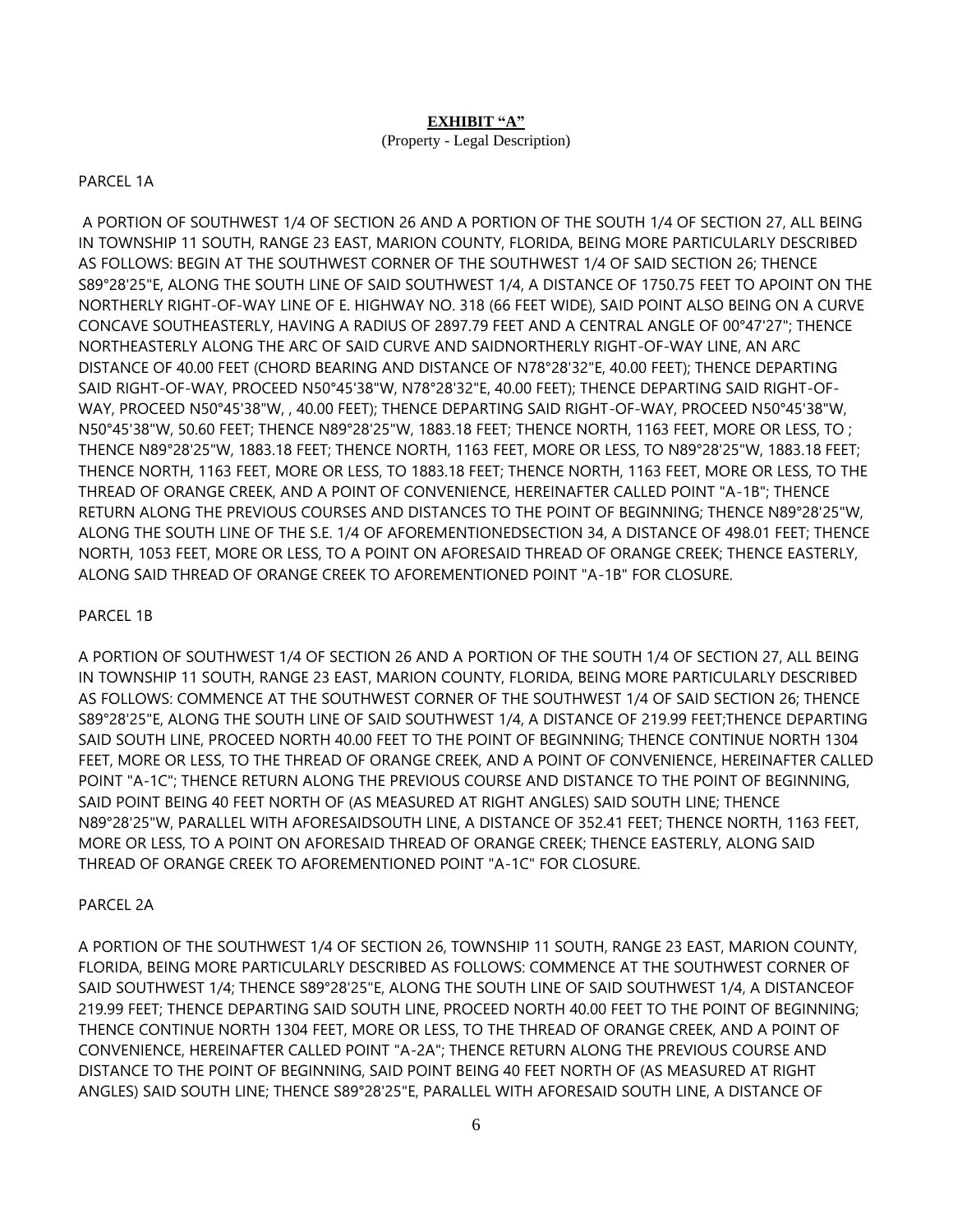**EXHIBIT "A"**

(Property - Legal Description)

PARCEL 1A

A PORTION OF SOUTHWEST 1/4 OF SECTION 26 AND A PORTION OF THE SOUTH 1/4 OF SECTION 27, ALL BEING IN TOWNSHIP 11 SOUTH, RANGE 23 EAST, MARION COUNTY, FLORIDA, BEING MORE PARTICULARLY DESCRIBED AS FOLLOWS: BEGIN AT THE SOUTHWEST CORNER OF THE SOUTHWEST 1/4 OF SAID SECTION 26; THENCE S89°28'25"E, ALONG THE SOUTH LINE OF SAID SOUTHWEST 1/4, A DISTANCE OF 1750.75 FEET TO APOINT ON THE NORTHERLY RIGHT-OF-WAY LINE OF E. HIGHWAY NO. 318 (66 FEET WIDE), SAID POINT ALSO BEING ON A CURVE CONCAVE SOUTHEASTERLY, HAVING A RADIUS OF 2897.79 FEET AND A CENTRAL ANGLE OF 00°47'27"; THENCE NORTHEASTERLY ALONG THE ARC OF SAID CURVE AND SAIDNORTHERLY RIGHT-OF-WAY LINE, AN ARC DISTANCE OF 40.00 FEET (CHORD BEARING AND DISTANCE OF N78°28'32"E, 40.00 FEET); THENCE DEPARTING SAID RIGHT-OF-WAY, PROCEED N50°45'38"W, N78°28'32"E, 40.00 FEET); THENCE DEPARTING SAID RIGHT-OF-WAY, PROCEED N50°45'38"W, , 40.00 FEET); THENCE DEPARTING SAID RIGHT-OF-WAY, PROCEED N50°45'38"W, N50°45'38"W, 50.60 FEET; THENCE N89°28'25"W, 1883.18 FEET; THENCE NORTH, 1163 FEET, MORE OR LESS, TO ; THENCE N89°28'25"W, 1883.18 FEET; THENCE NORTH, 1163 FEET, MORE OR LESS, TO N89°28'25"W, 1883.18 FEET; THENCE NORTH, 1163 FEET, MORE OR LESS, TO 1883.18 FEET; THENCE NORTH, 1163 FEET, MORE OR LESS, TO THE THREAD OF ORANGE CREEK, AND A POINT OF CONVENIENCE, HEREINAFTER CALLED POINT "A-1B"; THENCE RETURN ALONG THE PREVIOUS COURSES AND DISTANCES TO THE POINT OF BEGINNING; THENCE N89°28'25"W, ALONG THE SOUTH LINE OF THE S.E. 1/4 OF AFOREMENTIONEDSECTION 34, A DISTANCE OF 498.01 FEET; THENCE NORTH, 1053 FEET, MORE OR LESS, TO A POINT ON AFORESAID THREAD OF ORANGE CREEK; THENCE EASTERLY, ALONG SAID THREAD OF ORANGE CREEK TO AFOREMENTIONED POINT "A-1B" FOR CLOSURE.

PARCEL 1B

A PORTION OF SOUTHWEST 1/4 OF SECTION 26 AND A PORTION OF THE SOUTH 1/4 OF SECTION 27, ALL BEING IN TOWNSHIP 11 SOUTH, RANGE 23 EAST, MARION COUNTY, FLORIDA, BEING MORE PARTICULARLY DESCRIBED AS FOLLOWS: COMMENCE AT THE SOUTHWEST CORNER OF THE SOUTHWEST 1/4 OF SAID SECTION 26; THENCE S89°28'25"E, ALONG THE SOUTH LINE OF SAID SOUTHWEST 1/4, A DISTANCE OF 219.99 FEET;THENCE DEPARTING SAID SOUTH LINE, PROCEED NORTH 40.00 FEET TO THE POINT OF BEGINNING; THENCE CONTINUE NORTH 1304 FEET, MORE OR LESS, TO THE THREAD OF ORANGE CREEK, AND A POINT OF CONVENIENCE, HEREINAFTER CALLED POINT "A-1C"; THENCE RETURN ALONG THE PREVIOUS COURSE AND DISTANCE TO THE POINT OF BEGINNING, SAID POINT BEING 40 FEET NORTH OF (AS MEASURED AT RIGHT ANGLES) SAID SOUTH LINE; THENCE N89°28'25"W, PARALLEL WITH AFORESAIDSOUTH LINE, A DISTANCE OF 352.41 FEET; THENCE NORTH, 1163 FEET, MORE OR LESS, TO A POINT ON AFORESAID THREAD OF ORANGE CREEK; THENCE EASTERLY, ALONG SAID THREAD OF ORANGE CREEK TO AFOREMENTIONED POINT "A-1C" FOR CLOSURE.

PARCEL 2A

A PORTION OF THE SOUTHWEST 1/4 OF SECTION 26, TOWNSHIP 11 SOUTH, RANGE 23 EAST, MARION COUNTY, FLORIDA, BEING MORE PARTICULARLY DESCRIBED AS FOLLOWS: COMMENCE AT THE SOUTHWEST CORNER OF SAID SOUTHWEST 1/4; THENCE S89°28'25"E, ALONG THE SOUTH LINE OF SAID SOUTHWEST 1/4, A DISTANCEOF 219.99 FEET; THENCE DEPARTING SAID SOUTH LINE, PROCEED NORTH 40.00 FEET TO THE POINT OF BEGINNING; THENCE CONTINUE NORTH 1304 FEET, MORE OR LESS, TO THE THREAD OF ORANGE CREEK, AND A POINT OF CONVENIENCE, HEREINAFTER CALLED POINT "A-2A"; THENCE RETURN ALONG THE PREVIOUS COURSE AND DISTANCE TO THE POINT OF BEGINNING, SAID POINT BEING 40 FEET NORTH OF (AS MEASURED AT RIGHT ANGLES) SAID SOUTH LINE; THENCE S89°28'25"E, PARALLEL WITH AFORESAID SOUTH LINE, A DISTANCE OF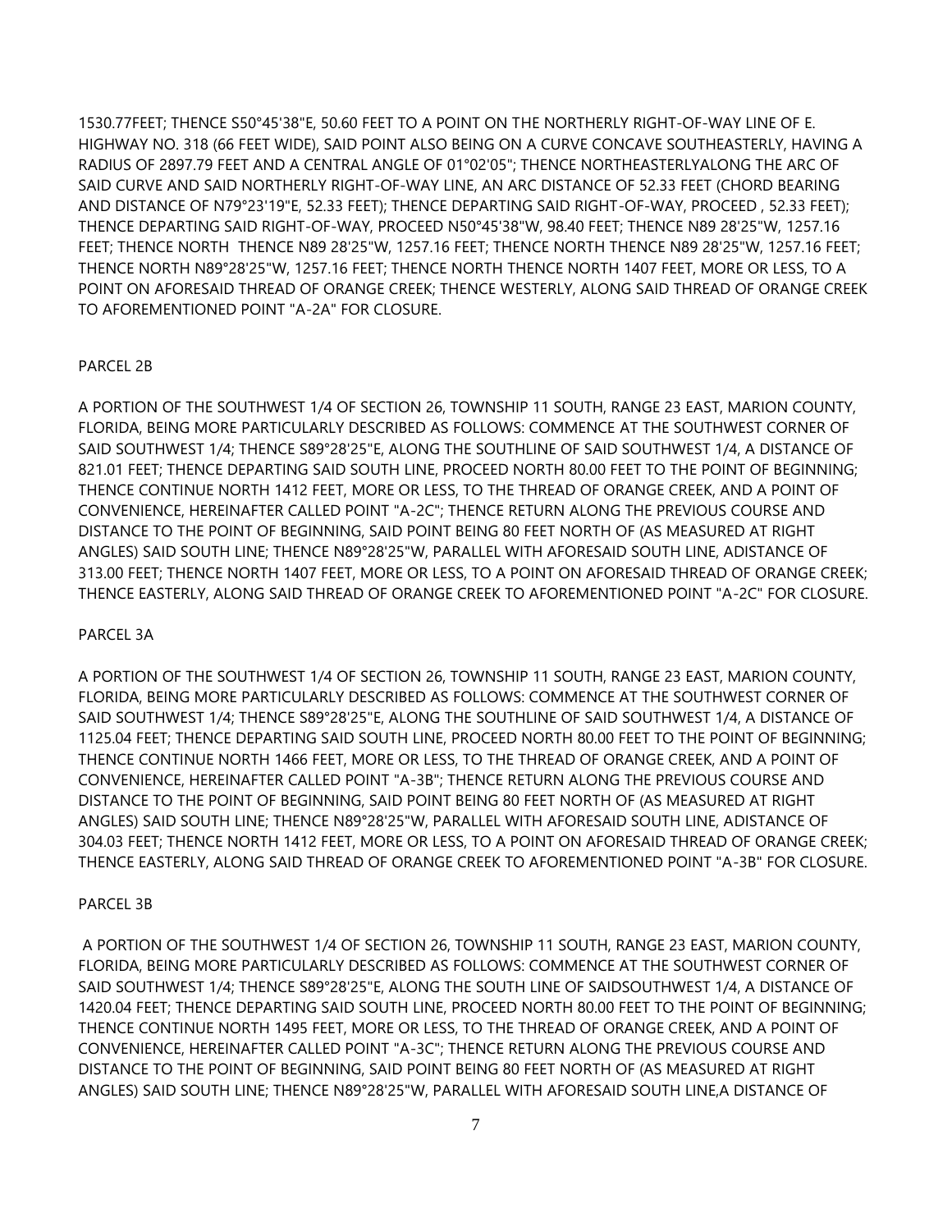1530.77FEET; THENCE S50°45'38"E, 50.60 FEET TO A POINT ON THE NORTHERLY RIGHT-OF-WAY LINE OF E. HIGHWAY NO. 318 (66 FEET WIDE), SAID POINT ALSO BEING ON A CURVE CONCAVE SOUTHEASTERLY, HAVING A RADIUS OF 2897.79 FEET AND A CENTRAL ANGLE OF 01°02'05"; THENCE NORTHEASTERLYALONG THE ARC OF SAID CURVE AND SAID NORTHERLY RIGHT-OF-WAY LINE, AN ARC DISTANCE OF 52.33 FEET (CHORD BEARING AND DISTANCE OF N79°23'19"E, 52.33 FEET); THENCE DEPARTING SAID RIGHT-OF-WAY, PROCEED , 52.33 FEET); THENCE DEPARTING SAID RIGHT-OF-WAY, PROCEED N50°45'38"W, 98.40 FEET; THENCE N89 28'25"W, 1257.16 FEET; THENCE NORTH THENCE N89 28'25"W, 1257.16 FEET; THENCE NORTH THENCE N89 28'25"W, 1257.16 FEET; THENCE NORTH N89°28'25"W, 1257.16 FEET; THENCE NORTH THENCE NORTH 1407 FEET, MORE OR LESS, TO A POINT ON AFORESAID THREAD OF ORANGE CREEK; THENCE WESTERLY, ALONG SAID THREAD OF ORANGE CREEK TO AFOREMENTIONED POINT "A-2A" FOR CLOSURE.

PARCEL 2B

A PORTION OF THE SOUTHWEST 1/4 OF SECTION 26, TOWNSHIP 11 SOUTH, RANGE 23 EAST, MARION COUNTY, FLORIDA, BEING MORE PARTICULARLY DESCRIBED AS FOLLOWS: COMMENCE AT THE SOUTHWEST CORNER OF SAID SOUTHWEST 1/4; THENCE S89°28'25"E, ALONG THE SOUTHLINE OF SAID SOUTHWEST 1/4, A DISTANCE OF 821.01 FEET; THENCE DEPARTING SAID SOUTH LINE, PROCEED NORTH 80.00 FEET TO THE POINT OF BEGINNING; THENCE CONTINUE NORTH 1412 FEET, MORE OR LESS, TO THE THREAD OF ORANGE CREEK, AND A POINT OF CONVENIENCE, HEREINAFTER CALLED POINT "A-2C"; THENCE RETURN ALONG THE PREVIOUS COURSE AND DISTANCE TO THE POINT OF BEGINNING, SAID POINT BEING 80 FEET NORTH OF (AS MEASURED AT RIGHT ANGLES) SAID SOUTH LINE; THENCE N89°28'25"W, PARALLEL WITH AFORESAID SOUTH LINE, ADISTANCE OF 313.00 FEET; THENCE NORTH 1407 FEET, MORE OR LESS, TO A POINT ON AFORESAID THREAD OF ORANGE CREEK; THENCE EASTERLY, ALONG SAID THREAD OF ORANGE CREEK TO AFOREMENTIONED POINT "A-2C" FOR CLOSURE.

PARCEL 3A

A PORTION OF THE SOUTHWEST 1/4 OF SECTION 26, TOWNSHIP 11 SOUTH, RANGE 23 EAST, MARION COUNTY, FLORIDA, BEING MORE PARTICULARLY DESCRIBED AS FOLLOWS: COMMENCE AT THE SOUTHWEST CORNER OF SAID SOUTHWEST 1/4; THENCE S89°28'25"E, ALONG THE SOUTHLINE OF SAID SOUTHWEST 1/4, A DISTANCE OF 1125.04 FEET; THENCE DEPARTING SAID SOUTH LINE, PROCEED NORTH 80.00 FEET TO THE POINT OF BEGINNING; THENCE CONTINUE NORTH 1466 FEET, MORE OR LESS, TO THE THREAD OF ORANGE CREEK, AND A POINT OF CONVENIENCE, HEREINAFTER CALLED POINT "A-3B"; THENCE RETURN ALONG THE PREVIOUS COURSE AND DISTANCE TO THE POINT OF BEGINNING, SAID POINT BEING 80 FEET NORTH OF (AS MEASURED AT RIGHT ANGLES) SAID SOUTH LINE; THENCE N89°28'25"W, PARALLEL WITH AFORESAID SOUTH LINE, ADISTANCE OF 304.03 FEET; THENCE NORTH 1412 FEET, MORE OR LESS, TO A POINT ON AFORESAID THREAD OF ORANGE CREEK; THENCE EASTERLY, ALONG SAID THREAD OF ORANGE CREEK TO AFOREMENTIONED POINT "A-3B" FOR CLOSURE.

PARCEL 3B

A PORTION OF THE SOUTHWEST 1/4 OF SECTION 26, TOWNSHIP 11 SOUTH, RANGE 23 EAST, MARION COUNTY, FLORIDA, BEING MORE PARTICULARLY DESCRIBED AS FOLLOWS: COMMENCE AT THE SOUTHWEST CORNER OF SAID SOUTHWEST 1/4; THENCE S89°28'25"E, ALONG THE SOUTH LINE OF SAIDSOUTHWEST 1/4, A DISTANCE OF 1420.04 FEET; THENCE DEPARTING SAID SOUTH LINE, PROCEED NORTH 80.00 FEET TO THE POINT OF BEGINNING; THENCE CONTINUE NORTH 1495 FEET, MORE OR LESS, TO THE THREAD OF ORANGE CREEK, AND A POINT OF CONVENIENCE, HEREINAFTER CALLED POINT "A-3C"; THENCE RETURN ALONG THE PREVIOUS COURSE AND DISTANCE TO THE POINT OF BEGINNING, SAID POINT BEING 80 FEET NORTH OF (AS MEASURED AT RIGHT ANGLES) SAID SOUTH LINE; THENCE N89°28'25"W, PARALLEL WITH AFORESAID SOUTH LINE,A DISTANCE OF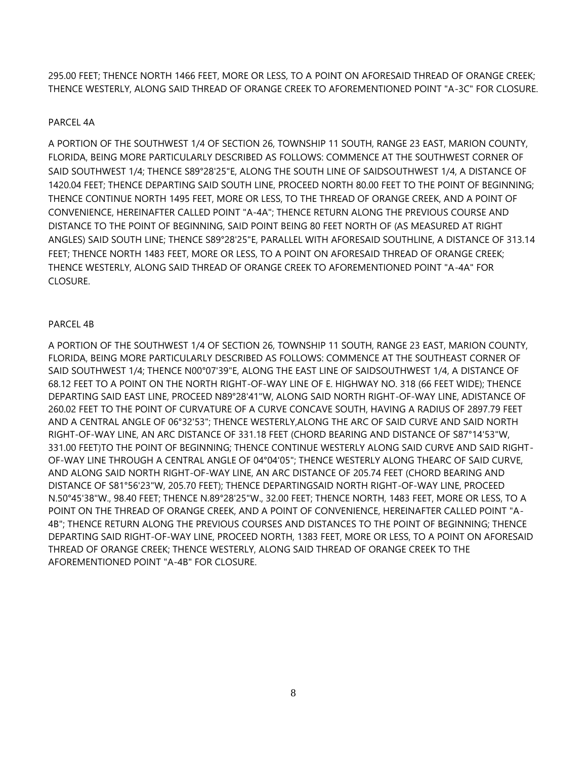295.00 FEET; THENCE NORTH 1466 FEET, MORE OR LESS, TO A POINT ON AFORESAID THREAD OF ORANGE CREEK; THENCE WESTERLY, ALONG SAID THREAD OF ORANGE CREEK TO AFOREMENTIONED POINT "A-3C" FOR CLOSURE.

PARCEL 4A

A PORTION OF THE SOUTHWEST 1/4 OF SECTION 26, TOWNSHIP 11 SOUTH, RANGE 23 EAST, MARION COUNTY, FLORIDA, BEING MORE PARTICULARLY DESCRIBED AS FOLLOWS: COMMENCE AT THE SOUTHWEST CORNER OF SAID SOUTHWEST 1/4; THENCE S89°28'25"E, ALONG THE SOUTH LINE OF SAIDSOUTHWEST 1/4, A DISTANCE OF 1420.04 FEET; THENCE DEPARTING SAID SOUTH LINE, PROCEED NORTH 80.00 FEET TO THE POINT OF BEGINNING; THENCE CONTINUE NORTH 1495 FEET, MORE OR LESS, TO THE THREAD OF ORANGE CREEK, AND A POINT OF CONVENIENCE, HEREINAFTER CALLED POINT "A-4A"; THENCE RETURN ALONG THE PREVIOUS COURSE AND DISTANCE TO THE POINT OF BEGINNING, SAID POINT BEING 80 FEET NORTH OF (AS MEASURED AT RIGHT ANGLES) SAID SOUTH LINE; THENCE S89°28'25"E, PARALLEL WITH AFORESAID SOUTHLINE, A DISTANCE OF 313.14 FEET; THENCE NORTH 1483 FEET, MORE OR LESS, TO A POINT ON AFORESAID THREAD OF ORANGE CREEK; THENCE WESTERLY, ALONG SAID THREAD OF ORANGE CREEK TO AFOREMENTIONED POINT "A-4A" FOR CLOSURE.

PARCEL 4B

A PORTION OF THE SOUTHWEST 1/4 OF SECTION 26, TOWNSHIP 11 SOUTH, RANGE 23 EAST, MARION COUNTY, FLORIDA, BEING MORE PARTICULARLY DESCRIBED AS FOLLOWS: COMMENCE AT THE SOUTHEAST CORNER OF SAID SOUTHWEST 1/4; THENCE N00°07'39"E, ALONG THE EAST LINE OF SAIDSOUTHWEST 1/4, A DISTANCE OF 68.12 FEET TO A POINT ON THE NORTH RIGHT-OF-WAY LINE OF E. HIGHWAY NO. 318 (66 FEET WIDE); THENCE DEPARTING SAID EAST LINE, PROCEED N89°28'41"W, ALONG SAID NORTH RIGHT-OF-WAY LINE, ADISTANCE OF 260.02 FEET TO THE POINT OF CURVATURE OF A CURVE CONCAVE SOUTH, HAVING A RADIUS OF 2897.79 FEET AND A CENTRAL ANGLE OF 06°32'53"; THENCE WESTERLY,ALONG THE ARC OF SAID CURVE AND SAID NORTH RIGHT-OF-WAY LINE, AN ARC DISTANCE OF 331.18 FEET (CHORD BEARING AND DISTANCE OF S87°14'53"W, 331.00 FEET)TO THE POINT OF BEGINNING; THENCE CONTINUE WESTERLY ALONG SAID CURVE AND SAID RIGHT-OF-WAY LINE THROUGH A CENTRAL ANGLE OF 04°04'05"; THENCE WESTERLY ALONG THEARC OF SAID CURVE, AND ALONG SAID NORTH RIGHT-OF-WAY LINE, AN ARC DISTANCE OF 205.74 FEET (CHORD BEARING AND DISTANCE OF S81°56'23"W, 205.70 FEET); THENCE DEPARTINGSAID NORTH RIGHT-OF-WAY LINE, PROCEED N.50°45'38"W., 98.40 FEET; THENCE N.89°28'25"W., 32.00 FEET; THENCE NORTH, 1483 FEET, MORE OR LESS, TO A POINT ON THE THREAD OF ORANGE CREEK, AND A POINT OF CONVENIENCE, HEREINAFTER CALLED POINT "A-4B"; THENCE RETURN ALONG THE PREVIOUS COURSES AND DISTANCES TO THE POINT OF BEGINNING; THENCE DEPARTING SAID RIGHT-OF-WAY LINE, PROCEED NORTH, 1383 FEET, MORE OR LESS, TO A POINT ON AFORESAID THREAD OF ORANGE CREEK; THENCE WESTERLY, ALONG SAID THREAD OF ORANGE CREEK TO THE AFOREMENTIONED POINT "A-4B" FOR CLOSURE.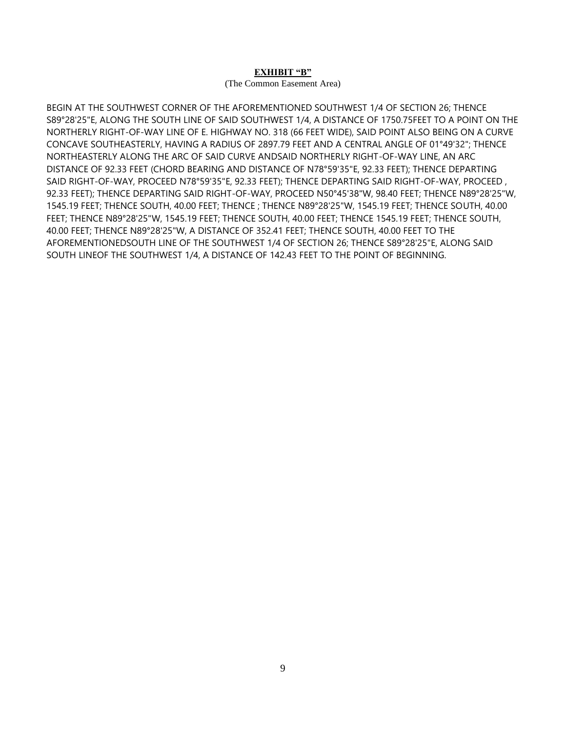**EXHIBIT "B"**

(The Common Easement Area)

BEGIN AT THE SOUTHWEST CORNER OF THE AFOREMENTIONED SOUTHWEST 1/4 OF SECTION 26; THENCE S89°28'25"E, ALONG THE SOUTH LINE OF SAID SOUTHWEST 1/4, A DISTANCE OF 1750.75FEET TO A POINT ON THE NORTHERLY RIGHT-OF-WAY LINE OF E. HIGHWAY NO. 318 (66 FEET WIDE), SAID POINT ALSO BEING ON A CURVE CONCAVE SOUTHEASTERLY, HAVING A RADIUS OF 2897.79 FEET AND A CENTRAL ANGLE OF 01°49'32"; THENCE NORTHEASTERLY ALONG THE ARC OF SAID CURVE ANDSAID NORTHERLY RIGHT-OF-WAY LINE, AN ARC DISTANCE OF 92.33 FEET (CHORD BEARING AND DISTANCE OF N78°59'35"E, 92.33 FEET); THENCE DEPARTING SAID RIGHT-OF-WAY, PROCEED N78°59'35"E, 92.33 FEET); THENCE DEPARTING SAID RIGHT-OF-WAY, PROCEED , 92.33 FEET); THENCE DEPARTING SAID RIGHT-OF-WAY, PROCEED N50°45'38"W, 98.40 FEET; THENCE N89°28'25"W, 1545.19 FEET; THENCE SOUTH, 40.00 FEET; THENCE ; THENCE N89°28'25"W, 1545.19 FEET; THENCE SOUTH, 40.00 FEET; THENCE N89°28'25"W, 1545.19 FEET; THENCE SOUTH, 40.00 FEET; THENCE 1545.19 FEET; THENCE SOUTH, 40.00 FEET; THENCE N89°28'25"W, A DISTANCE OF 352.41 FEET; THENCE SOUTH, 40.00 FEET TO THE AFOREMENTIONEDSOUTH LINE OF THE SOUTHWEST 1/4 OF SECTION 26; THENCE S89°28'25"E, ALONG SAID SOUTH LINEOF THE SOUTHWEST 1/4, A DISTANCE OF 142.43 FEET TO THE POINT OF BEGINNING.